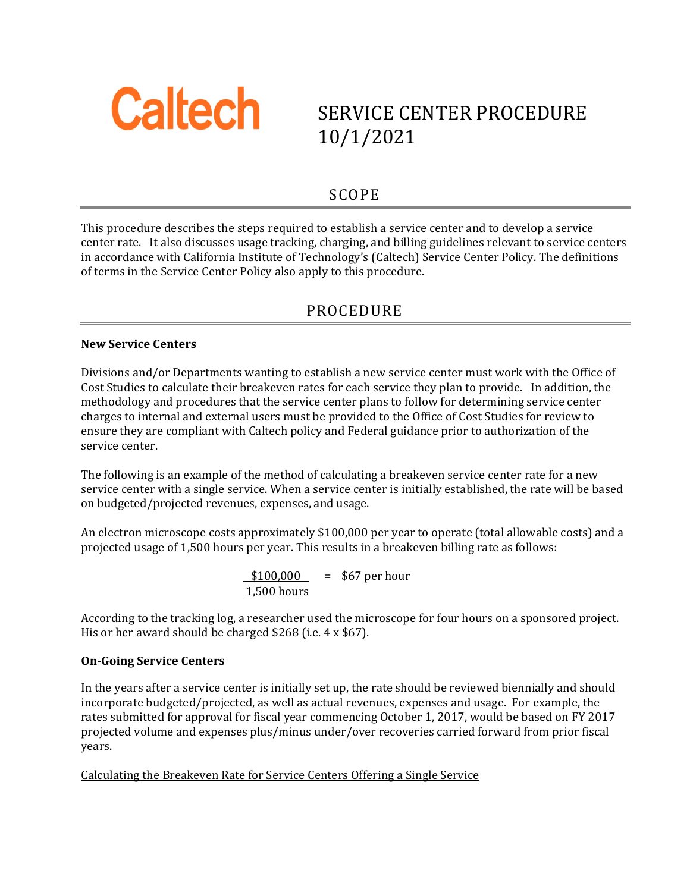Caltech

# SERVICE CENTER PROCEDURE 10/1/2021

## SCOPE

This procedure describes the steps required to establish a service center and to develop a service center rate. It also discusses usage tracking, charging, and billing guidelines relevant to service centers in accordance with California Institute of Technology's (Caltech) Service Center Policy. The definitions of terms in the Service Center Policy also apply to this procedure.

## PROCEDURE

**New Service Centers**

Divisions and/or Departments wanting to establish a new service center must work with the Office of Cost Studies to calculate their breakeven rates for each service they plan to provide. In addition, the methodology and procedures that the service center plans to follow for determining service center charges to internal and external users must be provided to the Office of Cost Studies for review to ensure they are compliant with Caltech policy and Federal guidance prior to authorization of the service center.

The following is an example of the method of calculating a breakeven service center rate for a new service center with a single service. When a service center is initially established, the rate will be based on budgeted/projected revenues, expenses, and usage.

An electron microscope costs approximately $100,000 per year to operate (total allowable costs) and a projected usage of 1,500 hours per year. This results in a breakeven billing rate as follows:

$$\frac{\$100{,}000}{1{,}500 \text{ hours}} = \$67 \text{ per hour}$$

According to the tracking log, a researcher used the microscope for four hours on a sponsored project. His or her award should be charged $268 (i.e. 4 x $67).

**On-Going Service Centers**

In the years after a service center is initially set up, the rate should be reviewed biennially and should incorporate budgeted/projected, as well as actual revenues, expenses and usage. For example, the rates submitted for approval for fiscal year commencing October 1, 2017, would be based on FY 2017 projected volume and expenses plus/minus under/over recoveries carried forward from prior fiscal years.

<u>Calculating the Breakeven Rate for Service Centers Offering a Single Service</u>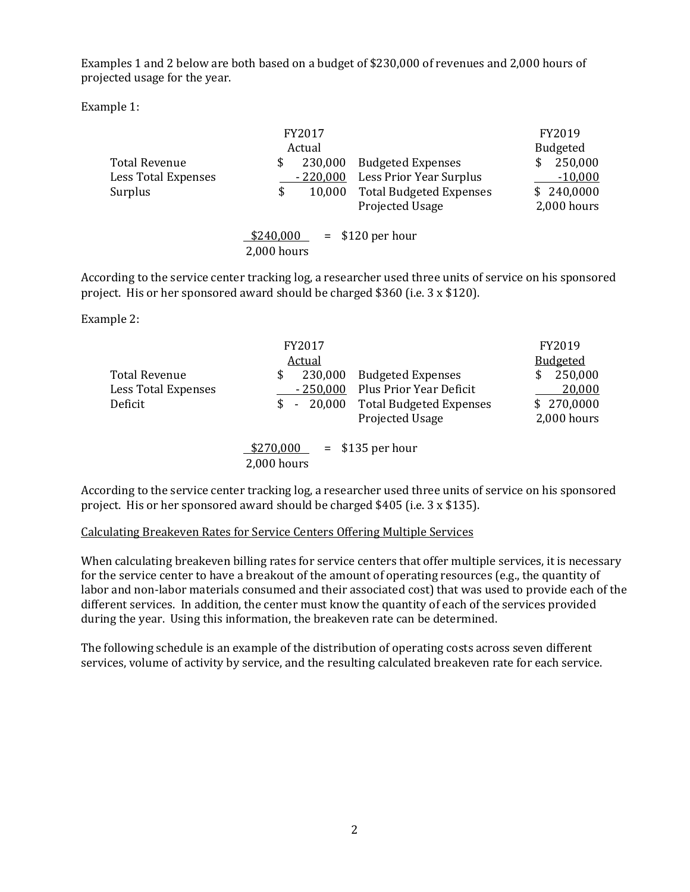Examples 1 and 2 below are both based on a budget of $230,000 of revenues and 2,000 hours of projected usage for the year.

Example 1:

| | FY2017 Actual | | FY2019 Budgeted |
|---|---|---|---|
| Total Revenue | $ 230,000 | Budgeted Expenses | $ 250,000 |
| Less Total Expenses | - 220,000 | Less Prior Year Surplus | -10,000 |
| Surplus | $ 10,000 | Total Budgeted Expenses | $ 240,0000 |
| | | Projected Usage | 2,000 hours |

$$\frac{\$240{,}000}{2{,}000 \text{ hours}} = \$120 \text{ per hour}$$

According to the service center tracking log, a researcher used three units of service on his sponsored project. His or her sponsored award should be charged $360 (i.e. 3 x $120).

Example 2:

| | FY2017 <u>Actual</u> | | FY2019 <u>Budgeted</u> |
|---|---|---|---|
| Total Revenue | $ 230,000 | Budgeted Expenses | $ 250,000 |
| Less Total Expenses | - 250,000 | Plus Prior Year Deficit | 20,000 |
| Deficit | $ - 20,000 | Total Budgeted Expenses | $ 270,0000 |
| | | Projected Usage | 2,000 hours |

$$\frac{\$270{,}000}{2{,}000 \text{ hours}} = \$135 \text{ per hour}$$

According to the service center tracking log, a researcher used three units of service on his sponsored project. His or her sponsored award should be charged $405 (i.e. 3 x $135).

<u>Calculating Breakeven Rates for Service Centers Offering Multiple Services</u>

When calculating breakeven billing rates for service centers that offer multiple services, it is necessary for the service center to have a breakout of the amount of operating resources (e.g., the quantity of labor and non-labor materials consumed and their associated cost) that was used to provide each of the different services. In addition, the center must know the quantity of each of the services provided during the year. Using this information, the breakeven rate can be determined.

The following schedule is an example of the distribution of operating costs across seven different services, volume of activity by service, and the resulting calculated breakeven rate for each service.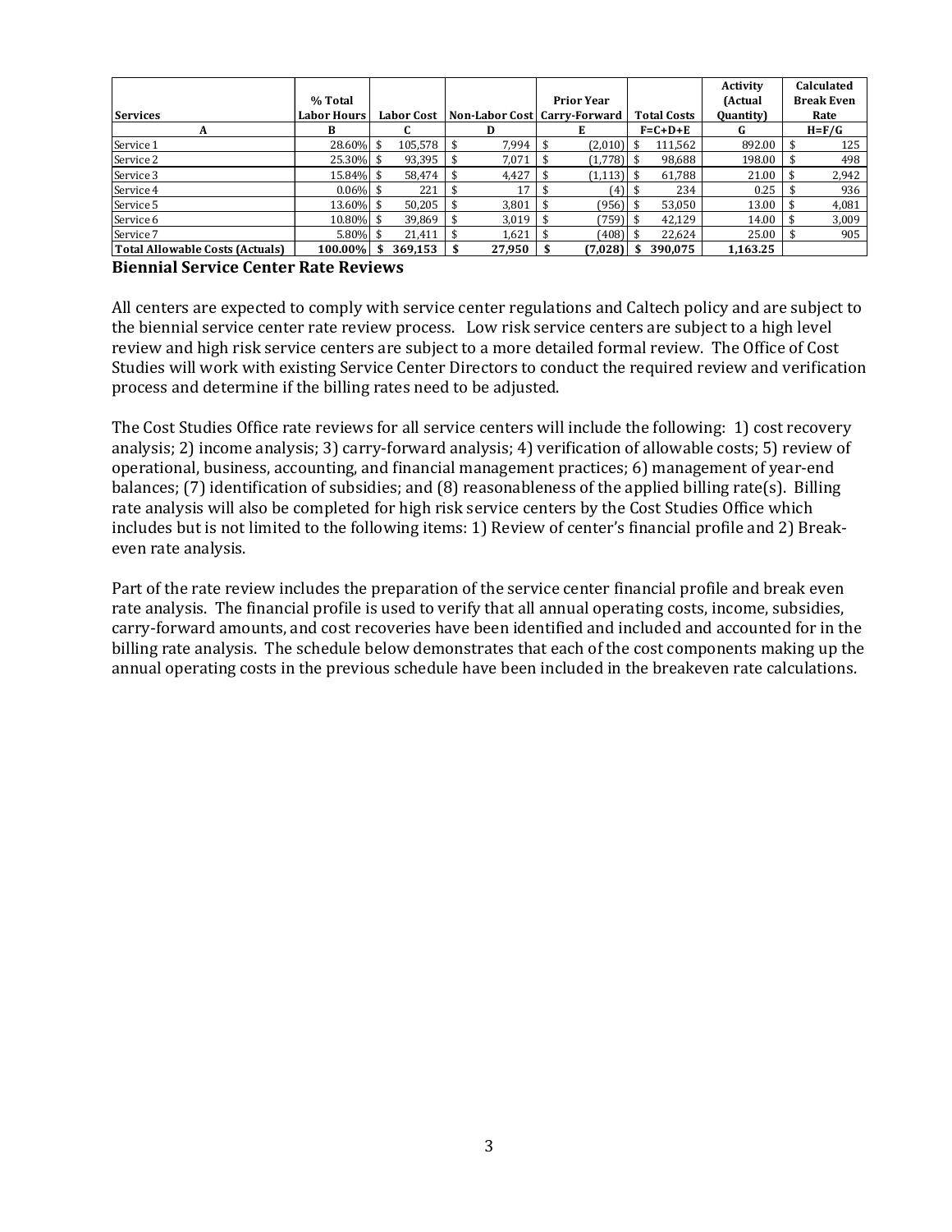| Services | % Total Labor Hours | Labor Cost | Non-Labor Cost | Prior Year Carry-Forward | Total Costs | Activity (Actual Quantity) | Calculated Break Even Rate |
|---|---|---|---|---|---|---|---|
| A | B | C | D | E | F=C+D+E | G | H=F/G |
| Service 1 | 28.60% | $ 105,578 | $ 7,994 | $ (2,010) | $ 111,562 | 892.00 | $ 125 |
| Service 2 | 25.30% | $ 93,395 | $ 7,071 | $ (1,778) | $ 98,688 | 198.00 | $ 498 |
| Service 3 | 15.84% | $ 58,474 | $ 4,427 | $ (1,113) | $ 61,788 | 21.00 | $ 2,942 |
| Service 4 | 0.06% | $ 221 | $ 17 | $ (4) | $ 234 | 0.25 | $ 936 |
| Service 5 | 13.60% | $ 50,205 | $ 3,801 | $ (956) | $ 53,050 | 13.00 | $ 4,081 |
| Service 6 | 10.80% | $ 39,869 | $ 3,019 | $ (759) | $ 42,129 | 14.00 | $ 3,009 |
| Service 7 | 5.80% | $ 21,411 | $ 1,621 | $ (408) | $ 22,624 | 25.00 | $ 905 |
| **Total Allowable Costs (Actuals)** | **100.00%** | **$ 369,153** | **$ 27,950** | **$ (7,028)** | **$ 390,075** | **1,163.25** | |

**Biennial Service Center Rate Reviews**

All centers are expected to comply with service center regulations and Caltech policy and are subject to the biennial service center rate review process. Low risk service centers are subject to a high level review and high risk service centers are subject to a more detailed formal review. The Office of Cost Studies will work with existing Service Center Directors to conduct the required review and verification process and determine if the billing rates need to be adjusted.

The Cost Studies Office rate reviews for all service centers will include the following: 1) cost recovery analysis; 2) income analysis; 3) carry-forward analysis; 4) verification of allowable costs; 5) review of operational, business, accounting, and financial management practices; 6) management of year-end balances; (7) identification of subsidies; and (8) reasonableness of the applied billing rate(s). Billing rate analysis will also be completed for high risk service centers by the Cost Studies Office which includes but is not limited to the following items: 1) Review of center's financial profile and 2) Break-even rate analysis.

Part of the rate review includes the preparation of the service center financial profile and break even rate analysis. The financial profile is used to verify that all annual operating costs, income, subsidies, carry-forward amounts, and cost recoveries have been identified and included and accounted for in the billing rate analysis. The schedule below demonstrates that each of the cost components making up the annual operating costs in the previous schedule have been included in the breakeven rate calculations.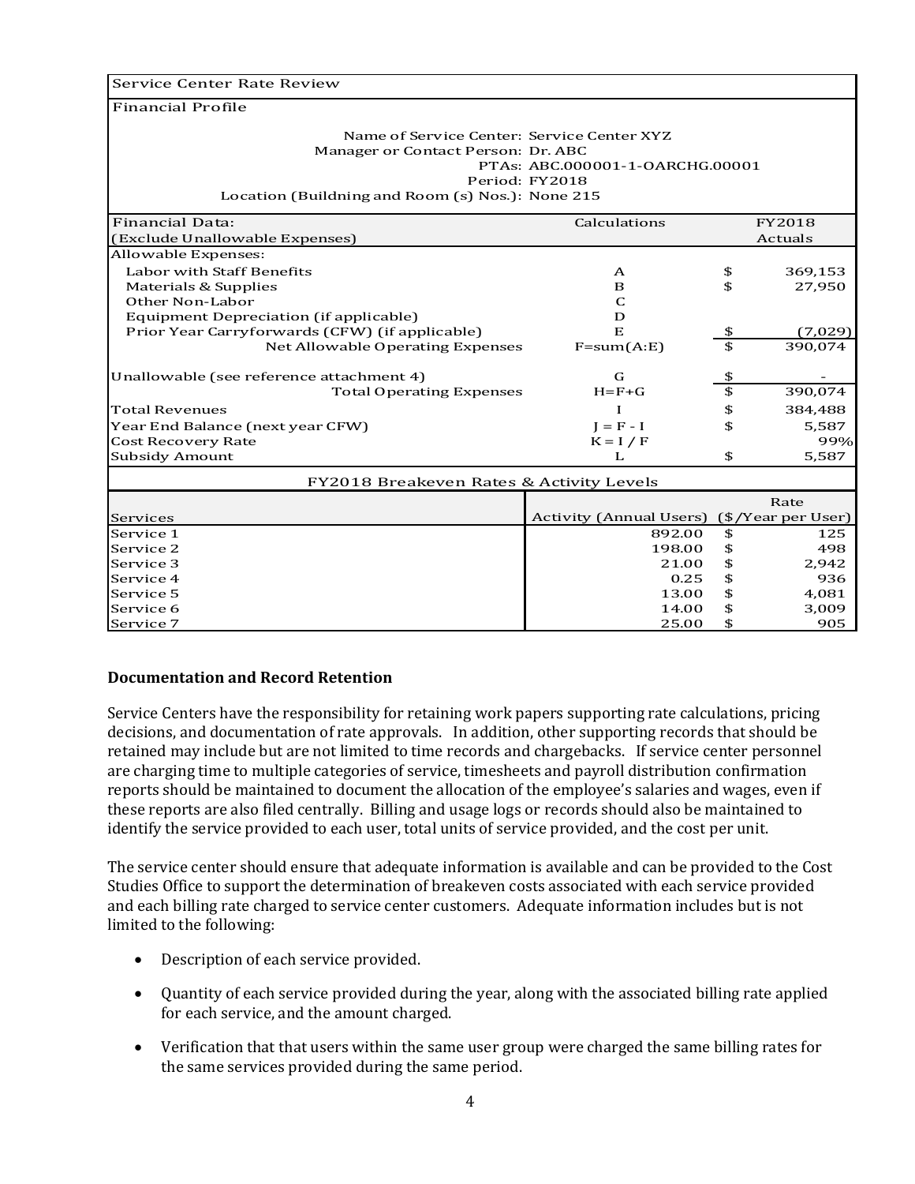| Service Center Rate Review | | | |
|---|---|---|---|
| Financial Profile | | | |
| Name of Service Center: | Service Center XYZ | | |
| Manager or Contact Person: | Dr. ABC | | |
| PTAs: | ABC.000001-1-OARCHG.00001 | | |
| Period: | FY2018 | | |
| Location (Buildning and Room (s) Nos.): | None 215 | | |

| Financial Data: (Exclude Unallowable Expenses) | Calculations | | FY2018 Actuals |
|---|---|---|---|
| Allowable Expenses: | | | |
| Labor with Staff Benefits | A | $ | 369,153 |
| Materials & Supplies | B | $ | 27,950 |
| Other Non-Labor | C | | |
| Equipment Depreciation (if applicable) | D | | |
| Prior Year Carryforwards (CFW) (if applicable) | E | $ | (7,029) |
| Net Allowable Operating Expenses | F=sum(A:E) | $ | 390,074 |
| Unallowable (see reference attachment 4) | G | $ | - |
| Total Operating Expenses | H=F+G | $ | 390,074 |
| Total Revenues | I | $ | 384,488 |
| Year End Balance (next year CFW) | J = F - I | $ | 5,587 |
| Cost Recovery Rate | K = I / F | | 99% |
| Subsidy Amount | L | $ | 5,587 |

| FY2018 Breakeven Rates & Activity Levels | | | |
|---|---|---|---|
| Services | Activity (Annual Users) | | Rate ($/Year per User) |
| Service 1 | 892.00 | $ | 125 |
| Service 2 | 198.00 | $ | 498 |
| Service 3 | 21.00 | $ | 2,942 |
| Service 4 | 0.25 | $ | 936 |
| Service 5 | 13.00 | $ | 4,081 |
| Service 6 | 14.00 | $ | 3,009 |
| Service 7 | 25.00 | $ | 905 |

**Documentation and Record Retention**

Service Centers have the responsibility for retaining work papers supporting rate calculations, pricing decisions, and documentation of rate approvals. In addition, other supporting records that should be retained may include but are not limited to time records and chargebacks. If service center personnel are charging time to multiple categories of service, timesheets and payroll distribution confirmation reports should be maintained to document the allocation of the employee's salaries and wages, even if these reports are also filed centrally. Billing and usage logs or records should also be maintained to identify the service provided to each user, total units of service provided, and the cost per unit.

The service center should ensure that adequate information is available and can be provided to the Cost Studies Office to support the determination of breakeven costs associated with each service provided and each billing rate charged to service center customers. Adequate information includes but is not limited to the following:

- Description of each service provided.
- Quantity of each service provided during the year, along with the associated billing rate applied for each service, and the amount charged.
- Verification that that users within the same user group were charged the same billing rates for the same services provided during the same period.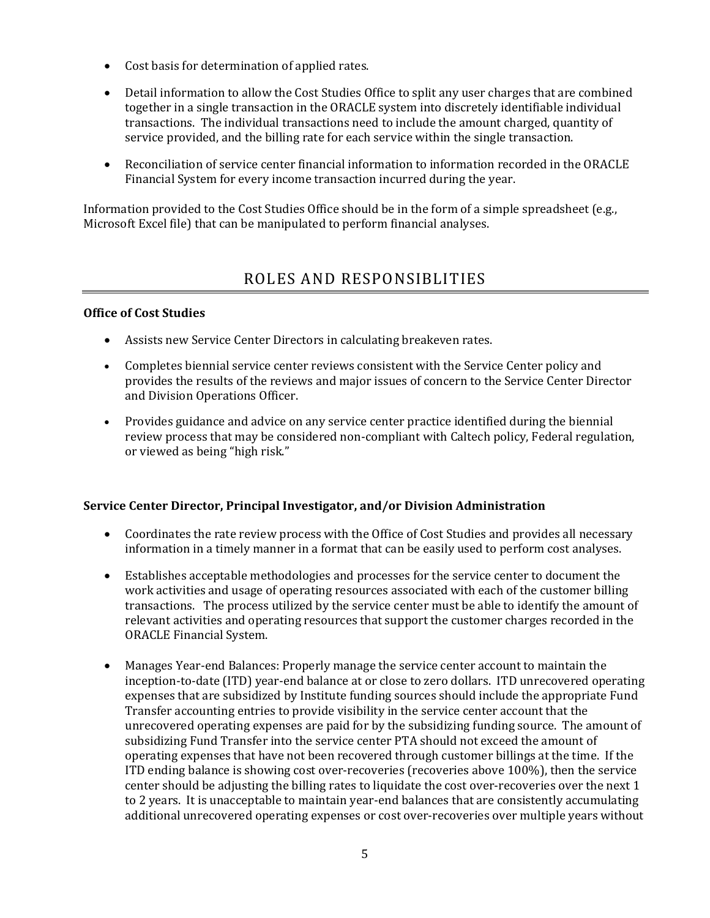- Cost basis for determination of applied rates.

- Detail information to allow the Cost Studies Office to split any user charges that are combined together in a single transaction in the ORACLE system into discretely identifiable individual transactions. The individual transactions need to include the amount charged, quantity of service provided, and the billing rate for each service within the single transaction.

- Reconciliation of service center financial information to information recorded in the ORACLE Financial System for every income transaction incurred during the year.

Information provided to the Cost Studies Office should be in the form of a simple spreadsheet (e.g., Microsoft Excel file) that can be manipulated to perform financial analyses.

## ROLES AND RESPONSIBLITIES

**Office of Cost Studies**

- Assists new Service Center Directors in calculating breakeven rates.

- Completes biennial service center reviews consistent with the Service Center policy and provides the results of the reviews and major issues of concern to the Service Center Director and Division Operations Officer.

- Provides guidance and advice on any service center practice identified during the biennial review process that may be considered non-compliant with Caltech policy, Federal regulation, or viewed as being "high risk."

**Service Center Director, Principal Investigator, and/or Division Administration**

- Coordinates the rate review process with the Office of Cost Studies and provides all necessary information in a timely manner in a format that can be easily used to perform cost analyses.

- Establishes acceptable methodologies and processes for the service center to document the work activities and usage of operating resources associated with each of the customer billing transactions. The process utilized by the service center must be able to identify the amount of relevant activities and operating resources that support the customer charges recorded in the ORACLE Financial System.

- Manages Year-end Balances: Properly manage the service center account to maintain the inception-to-date (ITD) year-end balance at or close to zero dollars. ITD unrecovered operating expenses that are subsidized by Institute funding sources should include the appropriate Fund Transfer accounting entries to provide visibility in the service center account that the unrecovered operating expenses are paid for by the subsidizing funding source. The amount of subsidizing Fund Transfer into the service center PTA should not exceed the amount of operating expenses that have not been recovered through customer billings at the time. If the ITD ending balance is showing cost over-recoveries (recoveries above 100%), then the service center should be adjusting the billing rates to liquidate the cost over-recoveries over the next 1 to 2 years. It is unacceptable to maintain year-end balances that are consistently accumulating additional unrecovered operating expenses or cost over-recoveries over multiple years without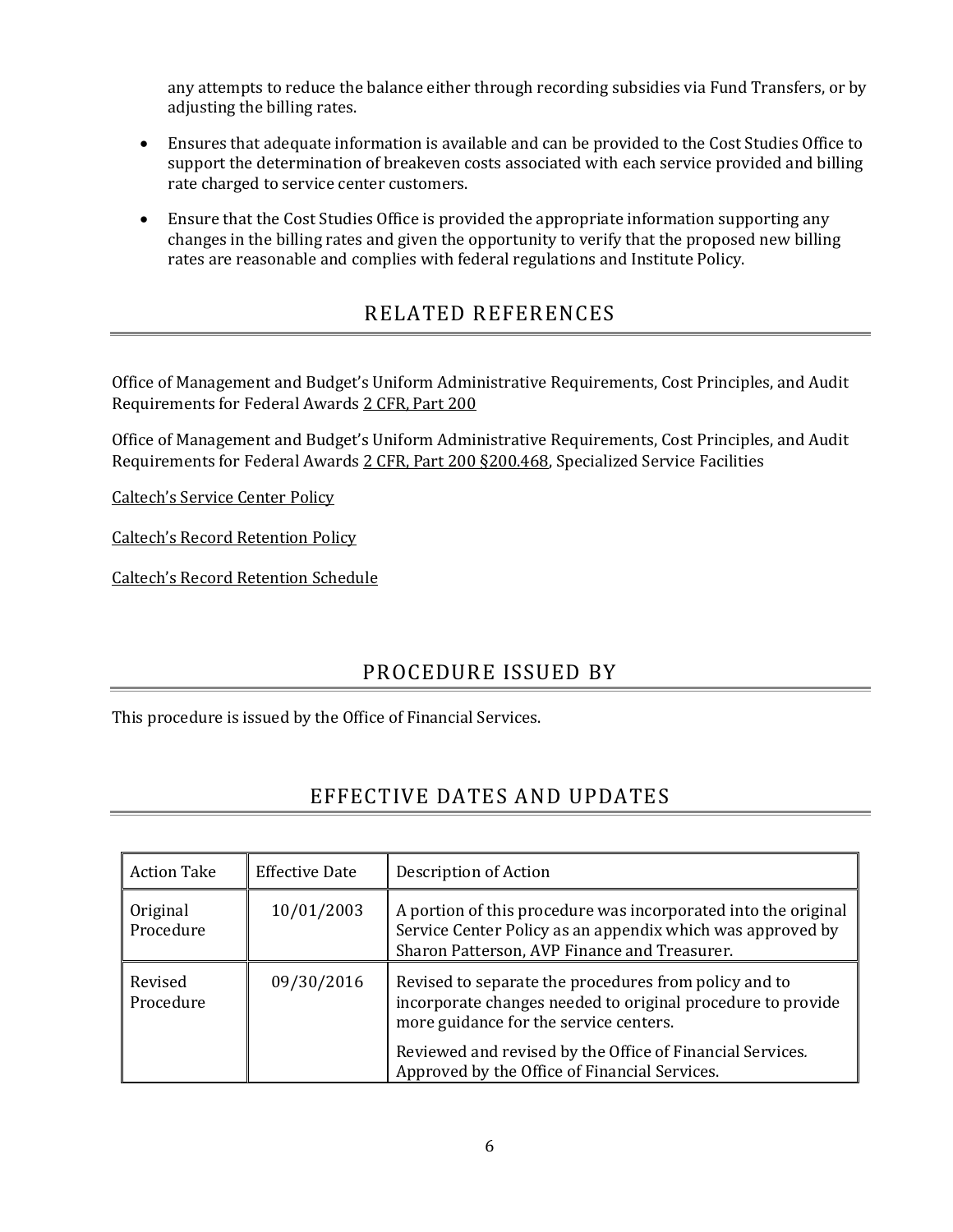any attempts to reduce the balance either through recording subsidies via Fund Transfers, or by adjusting the billing rates.

- Ensures that adequate information is available and can be provided to the Cost Studies Office to support the determination of breakeven costs associated with each service provided and billing rate charged to service center customers.
- Ensure that the Cost Studies Office is provided the appropriate information supporting any changes in the billing rates and given the opportunity to verify that the proposed new billing rates are reasonable and complies with federal regulations and Institute Policy.

## RELATED REFERENCES

Office of Management and Budget's Uniform Administrative Requirements, Cost Principles, and Audit Requirements for Federal Awards 2 CFR, Part 200

Office of Management and Budget's Uniform Administrative Requirements, Cost Principles, and Audit Requirements for Federal Awards 2 CFR, Part 200 §200.468, Specialized Service Facilities

Caltech's Service Center Policy

Caltech's Record Retention Policy

Caltech's Record Retention Schedule

## PROCEDURE ISSUED BY

This procedure is issued by the Office of Financial Services.

## EFFECTIVE DATES AND UPDATES

| Action Take | Effective Date | Description of Action |
|---|---|---|
| Original Procedure | 10/01/2003 | A portion of this procedure was incorporated into the original Service Center Policy as an appendix which was approved by Sharon Patterson, AVP Finance and Treasurer. |
| Revised Procedure | 09/30/2016 | Revised to separate the procedures from policy and to incorporate changes needed to original procedure to provide more guidance for the service centers.<br><br>Reviewed and revised by the Office of Financial Services. Approved by the Office of Financial Services. |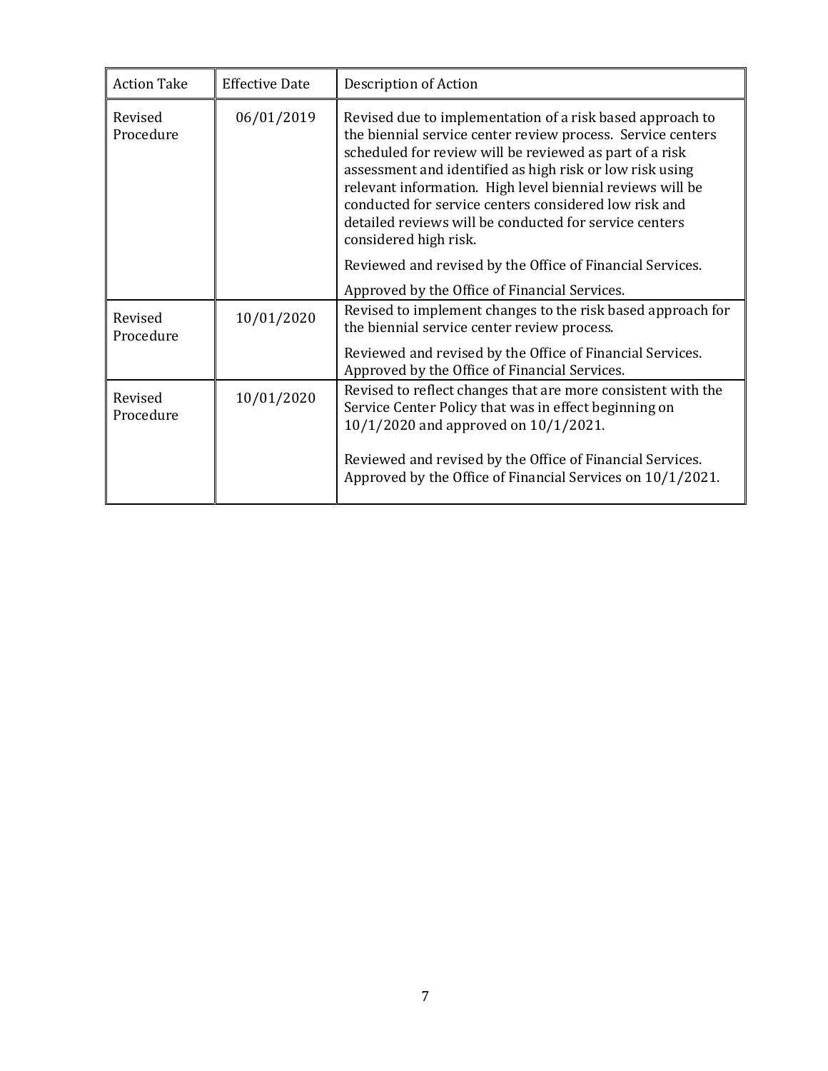| Action Take | Effective Date | Description of Action |
|---|---|---|
| Revised Procedure | 06/01/2019 | Revised due to implementation of a risk based approach to the biennial service center review process. Service centers scheduled for review will be reviewed as part of a risk assessment and identified as high risk or low risk using relevant information. High level biennial reviews will be conducted for service centers considered low risk and detailed reviews will be conducted for service centers considered high risk.<br><br>Reviewed and revised by the Office of Financial Services.<br><br>Approved by the Office of Financial Services. |
| Revised Procedure | 10/01/2020 | Revised to implement changes to the risk based approach for the biennial service center review process.<br><br>Reviewed and revised by the Office of Financial Services. Approved by the Office of Financial Services. |
| Revised Procedure | 10/01/2020 | Revised to reflect changes that are more consistent with the Service Center Policy that was in effect beginning on 10/1/2020 and approved on 10/1/2021.<br><br>Reviewed and revised by the Office of Financial Services. Approved by the Office of Financial Services on 10/1/2021. |